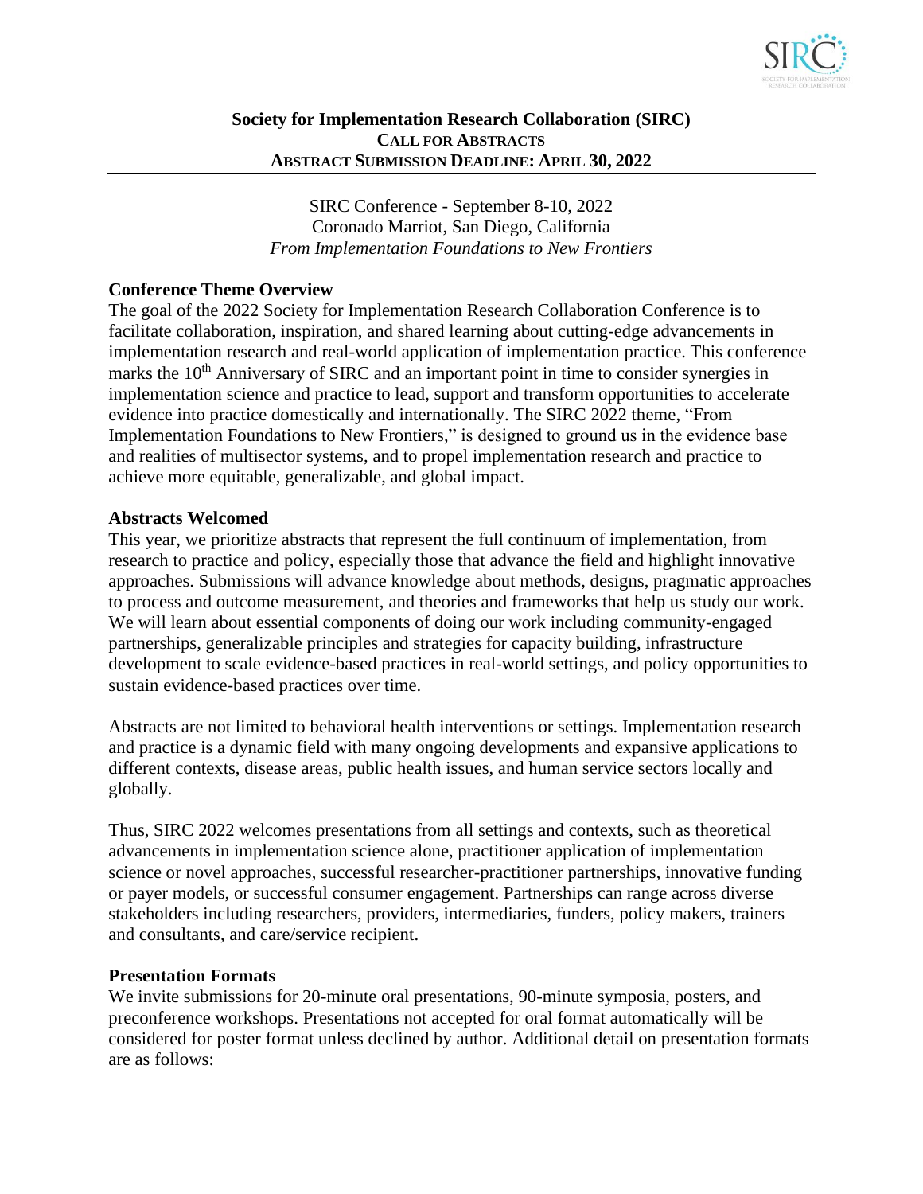**Society for Implementation Research Collaboration (SIRC)**
**CALL FOR ABSTRACTS**
**ABSTRACT SUBMISSION DEADLINE: APRIL 30, 2022**

SIRC Conference - September 8-10, 2022
Coronado Marriot, San Diego, California
*From Implementation Foundations to New Frontiers*

## Conference Theme Overview

The goal of the 2022 Society for Implementation Research Collaboration Conference is to facilitate collaboration, inspiration, and shared learning about cutting-edge advancements in implementation research and real-world application of implementation practice. This conference marks the 10th Anniversary of SIRC and an important point in time to consider synergies in implementation science and practice to lead, support and transform opportunities to accelerate evidence into practice domestically and internationally. The SIRC 2022 theme, "From Implementation Foundations to New Frontiers," is designed to ground us in the evidence base and realities of multisector systems, and to propel implementation research and practice to achieve more equitable, generalizable, and global impact.

## Abstracts Welcomed

This year, we prioritize abstracts that represent the full continuum of implementation, from research to practice and policy, especially those that advance the field and highlight innovative approaches. Submissions will advance knowledge about methods, designs, pragmatic approaches to process and outcome measurement, and theories and frameworks that help us study our work. We will learn about essential components of doing our work including community-engaged partnerships, generalizable principles and strategies for capacity building, infrastructure development to scale evidence-based practices in real-world settings, and policy opportunities to sustain evidence-based practices over time.

Abstracts are not limited to behavioral health interventions or settings. Implementation research and practice is a dynamic field with many ongoing developments and expansive applications to different contexts, disease areas, public health issues, and human service sectors locally and globally.

Thus, SIRC 2022 welcomes presentations from all settings and contexts, such as theoretical advancements in implementation science alone, practitioner application of implementation science or novel approaches, successful researcher-practitioner partnerships, innovative funding or payer models, or successful consumer engagement. Partnerships can range across diverse stakeholders including researchers, providers, intermediaries, funders, policy makers, trainers and consultants, and care/service recipient.

## Presentation Formats

We invite submissions for 20-minute oral presentations, 90-minute symposia, posters, and preconference workshops. Presentations not accepted for oral format automatically will be considered for poster format unless declined by author. Additional detail on presentation formats are as follows: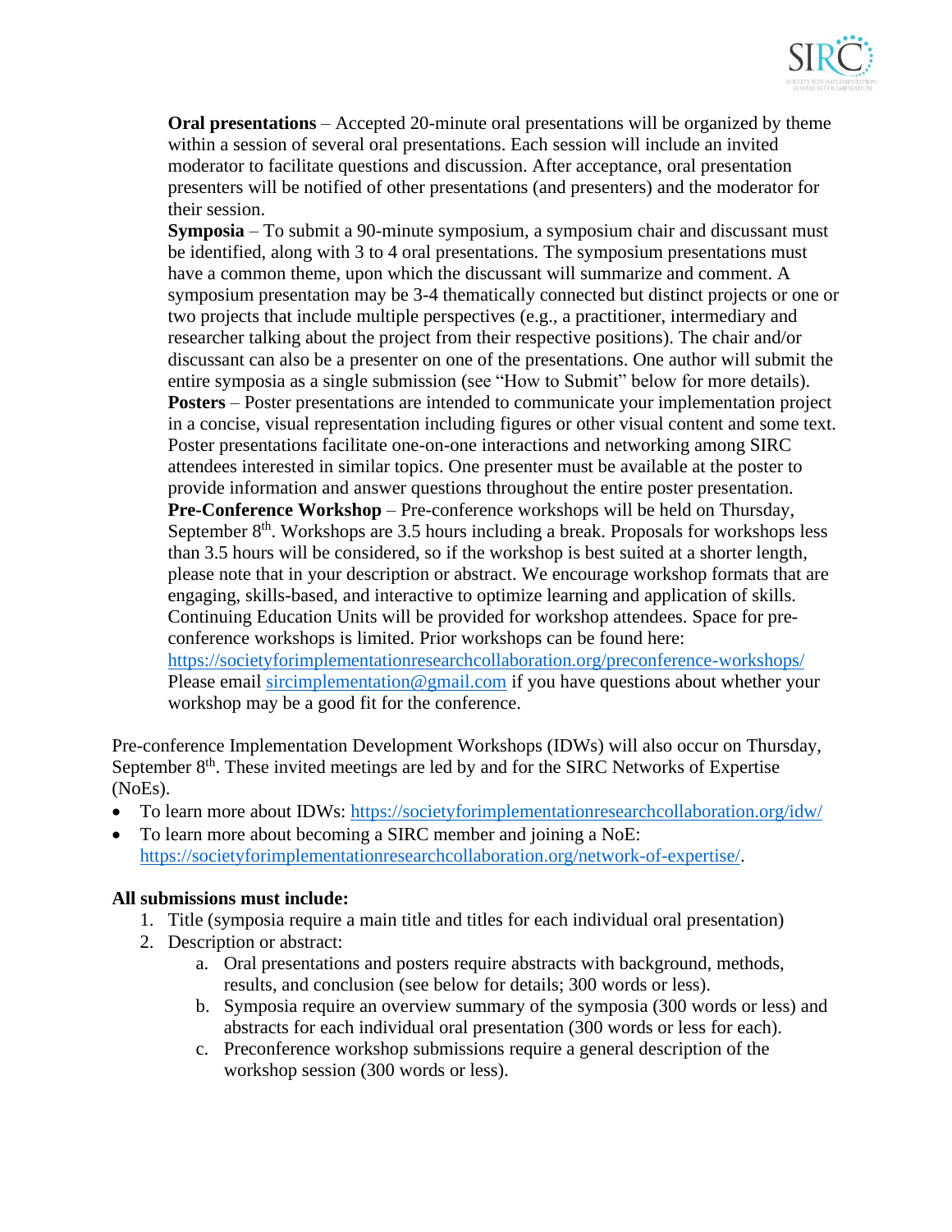**Oral presentations** – Accepted 20-minute oral presentations will be organized by theme within a session of several oral presentations. Each session will include an invited moderator to facilitate questions and discussion. After acceptance, oral presentation presenters will be notified of other presentations (and presenters) and the moderator for their session.

**Symposia** – To submit a 90-minute symposium, a symposium chair and discussant must be identified, along with 3 to 4 oral presentations. The symposium presentations must have a common theme, upon which the discussant will summarize and comment. A symposium presentation may be 3-4 thematically connected but distinct projects or one or two projects that include multiple perspectives (e.g., a practitioner, intermediary and researcher talking about the project from their respective positions). The chair and/or discussant can also be a presenter on one of the presentations. One author will submit the entire symposia as a single submission (see "How to Submit" below for more details).

**Posters** – Poster presentations are intended to communicate your implementation project in a concise, visual representation including figures or other visual content and some text. Poster presentations facilitate one-on-one interactions and networking among SIRC attendees interested in similar topics. One presenter must be available at the poster to provide information and answer questions throughout the entire poster presentation.

**Pre-Conference Workshop** – Pre-conference workshops will be held on Thursday, September 8th. Workshops are 3.5 hours including a break. Proposals for workshops less than 3.5 hours will be considered, so if the workshop is best suited at a shorter length, please note that in your description or abstract. We encourage workshop formats that are engaging, skills-based, and interactive to optimize learning and application of skills. Continuing Education Units will be provided for workshop attendees. Space for pre-conference workshops is limited. Prior workshops can be found here: https://societyforimplementationresearchcollaboration.org/preconference-workshops/ Please email sircimplementation@gmail.com if you have questions about whether your workshop may be a good fit for the conference.

Pre-conference Implementation Development Workshops (IDWs) will also occur on Thursday, September 8th. These invited meetings are led by and for the SIRC Networks of Expertise (NoEs).

- To learn more about IDWs: https://societyforimplementationresearchcollaboration.org/idw/
- To learn more about becoming a SIRC member and joining a NoE: https://societyforimplementationresearchcollaboration.org/network-of-expertise/.

**All submissions must include:**

1. Title (symposia require a main title and titles for each individual oral presentation)
2. Description or abstract:
    a. Oral presentations and posters require abstracts with background, methods, results, and conclusion (see below for details; 300 words or less).
    b. Symposia require an overview summary of the symposia (300 words or less) and abstracts for each individual oral presentation (300 words or less for each).
    c. Preconference workshop submissions require a general description of the workshop session (300 words or less).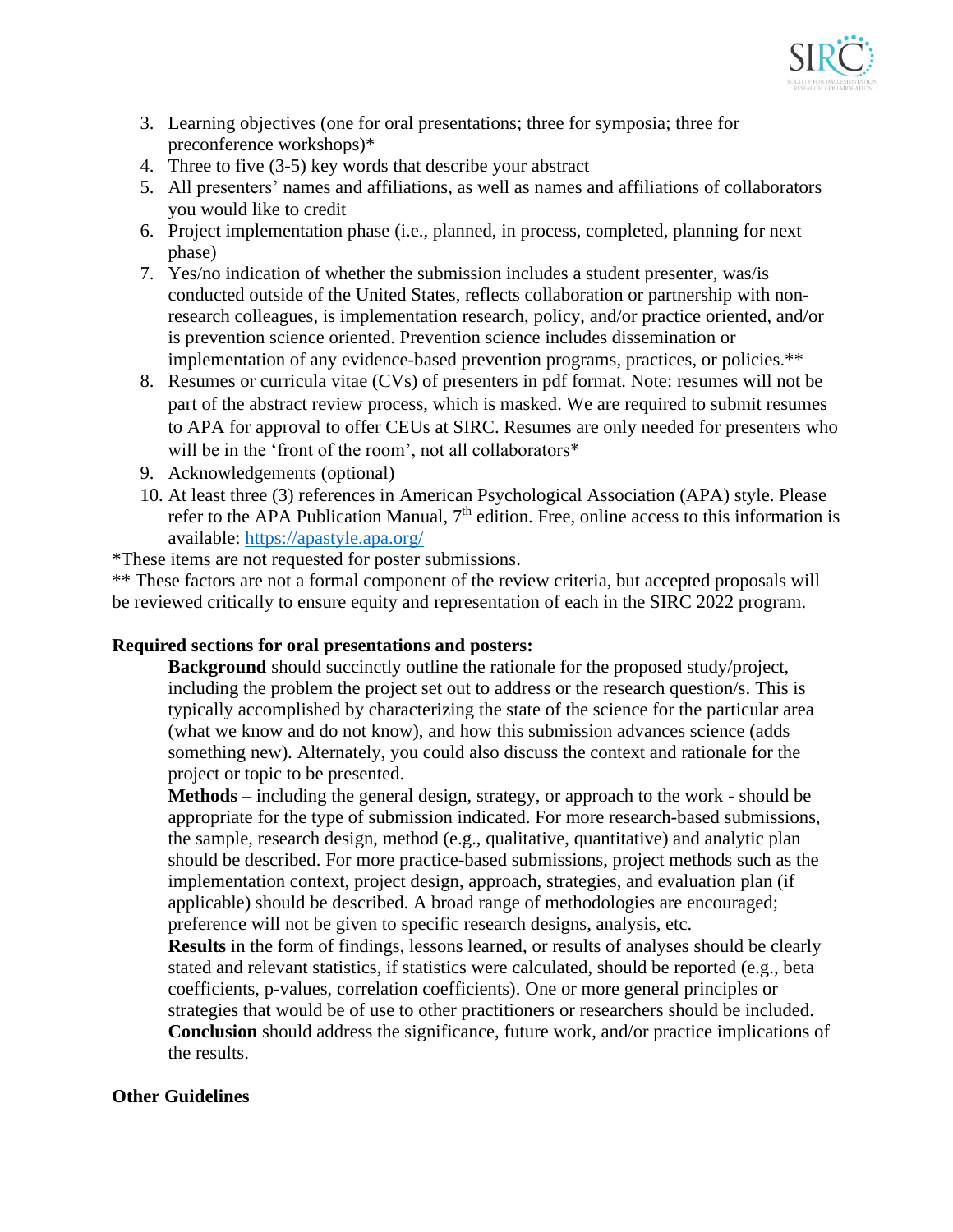3. Learning objectives (one for oral presentations; three for symposia; three for preconference workshops)*
4. Three to five (3-5) key words that describe your abstract
5. All presenters' names and affiliations, as well as names and affiliations of collaborators you would like to credit
6. Project implementation phase (i.e., planned, in process, completed, planning for next phase)
7. Yes/no indication of whether the submission includes a student presenter, was/is conducted outside of the United States, reflects collaboration or partnership with non-research colleagues, is implementation research, policy, and/or practice oriented, and/or is prevention science oriented. Prevention science includes dissemination or implementation of any evidence-based prevention programs, practices, or policies.**
8. Resumes or curricula vitae (CVs) of presenters in pdf format. Note: resumes will not be part of the abstract review process, which is masked. We are required to submit resumes to APA for approval to offer CEUs at SIRC. Resumes are only needed for presenters who will be in the 'front of the room', not all collaborators*
9. Acknowledgements (optional)
10. At least three (3) references in American Psychological Association (APA) style. Please refer to the APA Publication Manual, 7th edition. Free, online access to this information is available: https://apastyle.apa.org/

*These items are not requested for poster submissions.

** These factors are not a formal component of the review criteria, but accepted proposals will be reviewed critically to ensure equity and representation of each in the SIRC 2022 program.

**Required sections for oral presentations and posters:**

**Background** should succinctly outline the rationale for the proposed study/project, including the problem the project set out to address or the research question/s. This is typically accomplished by characterizing the state of the science for the particular area (what we know and do not know), and how this submission advances science (adds something new). Alternately, you could also discuss the context and rationale for the project or topic to be presented.

**Methods** – including the general design, strategy, or approach to the work - should be appropriate for the type of submission indicated. For more research-based submissions, the sample, research design, method (e.g., qualitative, quantitative) and analytic plan should be described. For more practice-based submissions, project methods such as the implementation context, project design, approach, strategies, and evaluation plan (if applicable) should be described. A broad range of methodologies are encouraged; preference will not be given to specific research designs, analysis, etc.

**Results** in the form of findings, lessons learned, or results of analyses should be clearly stated and relevant statistics, if statistics were calculated, should be reported (e.g., beta coefficients, p-values, correlation coefficients). One or more general principles or strategies that would be of use to other practitioners or researchers should be included.

**Conclusion** should address the significance, future work, and/or practice implications of the results.

**Other Guidelines**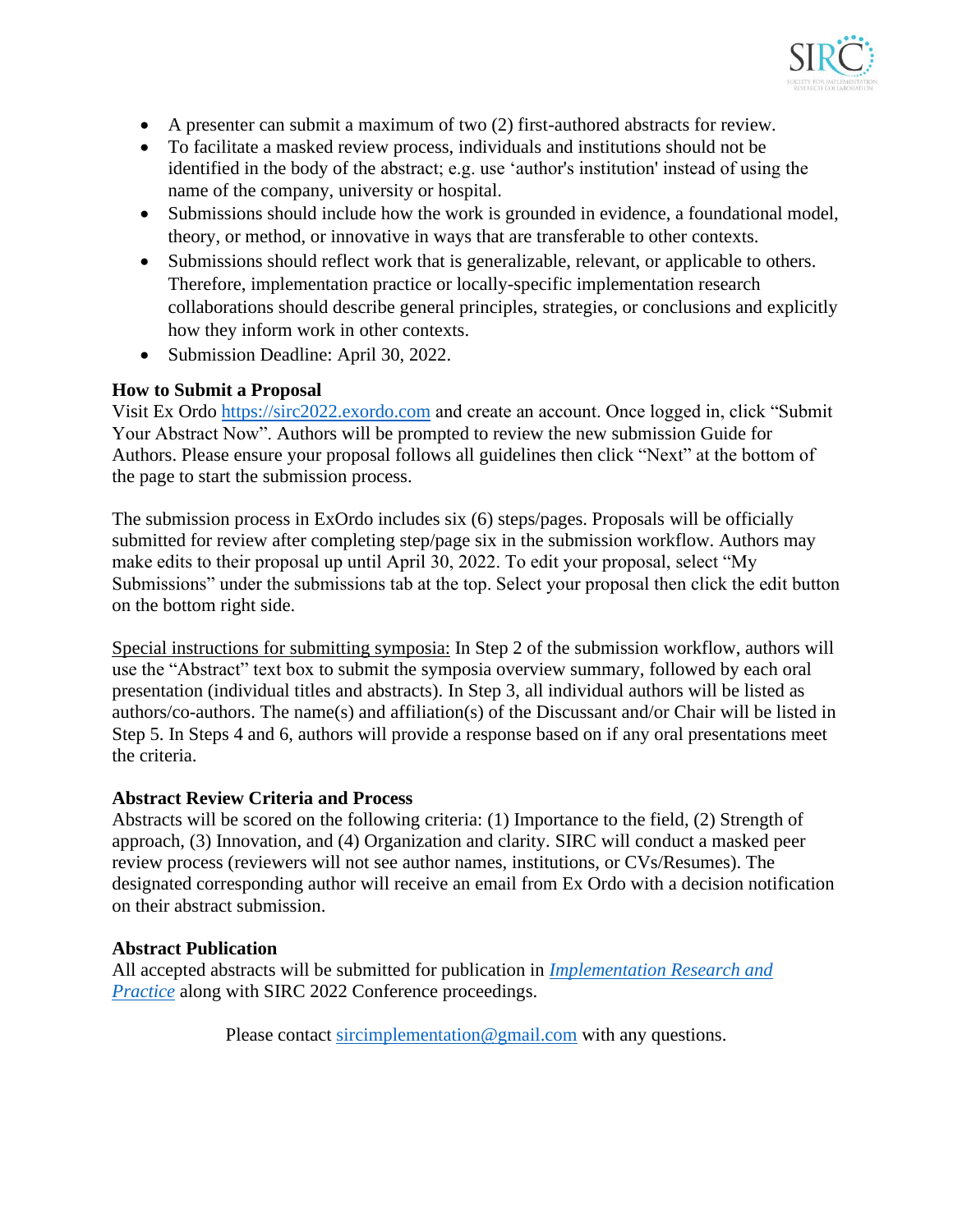- A presenter can submit a maximum of two (2) first-authored abstracts for review.
- To facilitate a masked review process, individuals and institutions should not be identified in the body of the abstract; e.g. use 'author's institution' instead of using the name of the company, university or hospital.
- Submissions should include how the work is grounded in evidence, a foundational model, theory, or method, or innovative in ways that are transferable to other contexts.
- Submissions should reflect work that is generalizable, relevant, or applicable to others. Therefore, implementation practice or locally-specific implementation research collaborations should describe general principles, strategies, or conclusions and explicitly how they inform work in other contexts.
- Submission Deadline: April 30, 2022.

**How to Submit a Proposal**

Visit Ex Ordo [https://sirc2022.exordo.com](https://sirc2022.exordo.com) and create an account. Once logged in, click "Submit Your Abstract Now". Authors will be prompted to review the new submission Guide for Authors. Please ensure your proposal follows all guidelines then click "Next" at the bottom of the page to start the submission process.

The submission process in ExOrdo includes six (6) steps/pages. Proposals will be officially submitted for review after completing step/page six in the submission workflow. Authors may make edits to their proposal up until April 30, 2022. To edit your proposal, select "My Submissions" under the submissions tab at the top. Select your proposal then click the edit button on the bottom right side.

Special instructions for submitting symposia: In Step 2 of the submission workflow, authors will use the "Abstract" text box to submit the symposia overview summary, followed by each oral presentation (individual titles and abstracts). In Step 3, all individual authors will be listed as authors/co-authors. The name(s) and affiliation(s) of the Discussant and/or Chair will be listed in Step 5. In Steps 4 and 6, authors will provide a response based on if any oral presentations meet the criteria.

**Abstract Review Criteria and Process**

Abstracts will be scored on the following criteria: (1) Importance to the field, (2) Strength of approach, (3) Innovation, and (4) Organization and clarity. SIRC will conduct a masked peer review process (reviewers will not see author names, institutions, or CVs/Resumes). The designated corresponding author will receive an email from Ex Ordo with a decision notification on their abstract submission.

**Abstract Publication**

All accepted abstracts will be submitted for publication in *Implementation Research and Practice* along with SIRC 2022 Conference proceedings.

Please contact sircimplementation@gmail.com with any questions.